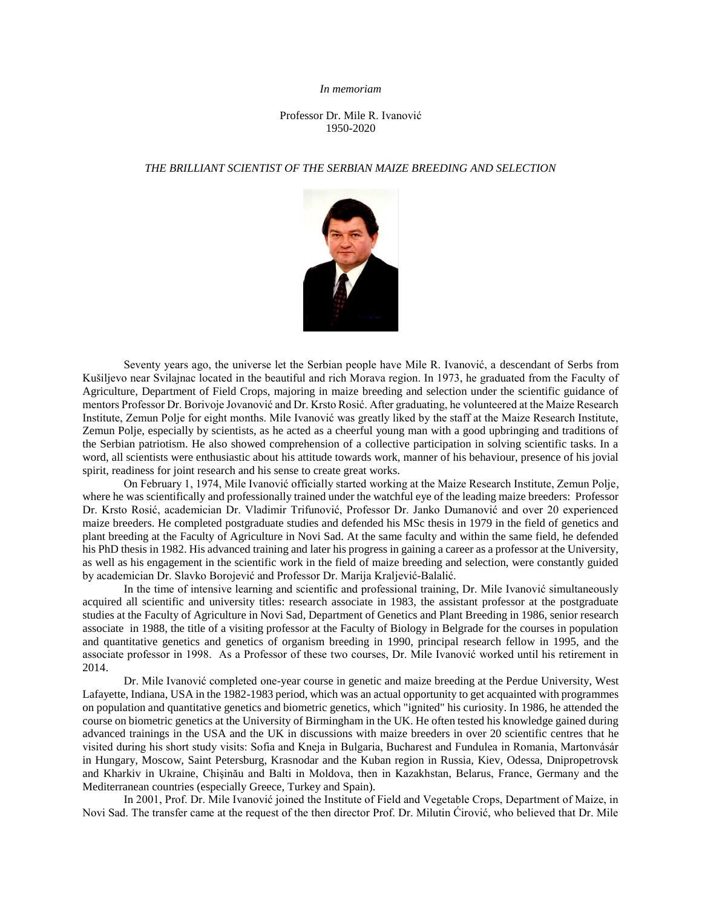*In memoriam*

Professor Dr. Mile R. Ivanović
1950-2020

*THE BRILLIANT SCIENTIST OF THE SERBIAN MAIZE BREEDING AND SELECTION*

Seventy years ago, the universe let the Serbian people have Mile R. Ivanović, a descendant of Serbs from Kušiljevo near Svilajnac located in the beautiful and rich Morava region. In 1973, he graduated from the Faculty of Agriculture, Department of Field Crops, majoring in maize breeding and selection under the scientific guidance of mentors Professor Dr. Borivoje Jovanović and Dr. Krsto Rosić. After graduating, he volunteered at the Maize Research Institute, Zemun Polje for eight months. Mile Ivanović was greatly liked by the staff at the Maize Research Institute, Zemun Polje, especially by scientists, as he acted as a cheerful young man with a good upbringing and traditions of the Serbian patriotism. He also showed comprehension of a collective participation in solving scientific tasks. In a word, all scientists were enthusiastic about his attitude towards work, manner of his behaviour, presence of his jovial spirit, readiness for joint research and his sense to create great works.

On February 1, 1974, Mile Ivanović officially started working at the Maize Research Institute, Zemun Polje, where he was scientifically and professionally trained under the watchful eye of the leading maize breeders: Professor Dr. Krsto Rosić, academician Dr. Vladimir Trifunović, Professor Dr. Janko Dumanović and over 20 experienced maize breeders. He completed postgraduate studies and defended his MSc thesis in 1979 in the field of genetics and plant breeding at the Faculty of Agriculture in Novi Sad. At the same faculty and within the same field, he defended his PhD thesis in 1982. His advanced training and later his progress in gaining a career as a professor at the University, as well as his engagement in the scientific work in the field of maize breeding and selection, were constantly guided by academician Dr. Slavko Borojević and Professor Dr. Marija Kraljević-Balalić.

In the time of intensive learning and scientific and professional training, Dr. Mile Ivanović simultaneously acquired all scientific and university titles: research associate in 1983, the assistant professor at the postgraduate studies at the Faculty of Agriculture in Novi Sad, Department of Genetics and Plant Breeding in 1986, senior research associate in 1988, the title of a visiting professor at the Faculty of Biology in Belgrade for the courses in population and quantitative genetics and genetics of organism breeding in 1990, principal research fellow in 1995, and the associate professor in 1998. As a Professor of these two courses, Dr. Mile Ivanović worked until his retirement in 2014.

Dr. Mile Ivanović completed one-year course in genetic and maize breeding at the Perdue University, West Lafayette, Indiana, USA in the 1982-1983 period, which was an actual opportunity to get acquainted with programmes on population and quantitative genetics and biometric genetics, which "ignited" his curiosity. In 1986, he attended the course on biometric genetics at the University of Birmingham in the UK. He often tested his knowledge gained during advanced trainings in the USA and the UK in discussions with maize breeders in over 20 scientific centres that he visited during his short study visits: Sofia and Kneja in Bulgaria, Bucharest and Fundulea in Romania, Martonvásár in Hungary, Moscow, Saint Petersburg, Krasnodar and the Kuban region in Russia, Kiev, Odessa, Dnipropetrovsk and Kharkiv in Ukraine, Chişinău and Balti in Moldova, then in Kazakhstan, Belarus, France, Germany and the Mediterranean countries (especially Greece, Turkey and Spain).

In 2001, Prof. Dr. Mile Ivanović joined the Institute of Field and Vegetable Crops, Department of Maize, in Novi Sad. The transfer came at the request of the then director Prof. Dr. Milutin Ćirović, who believed that Dr. Mile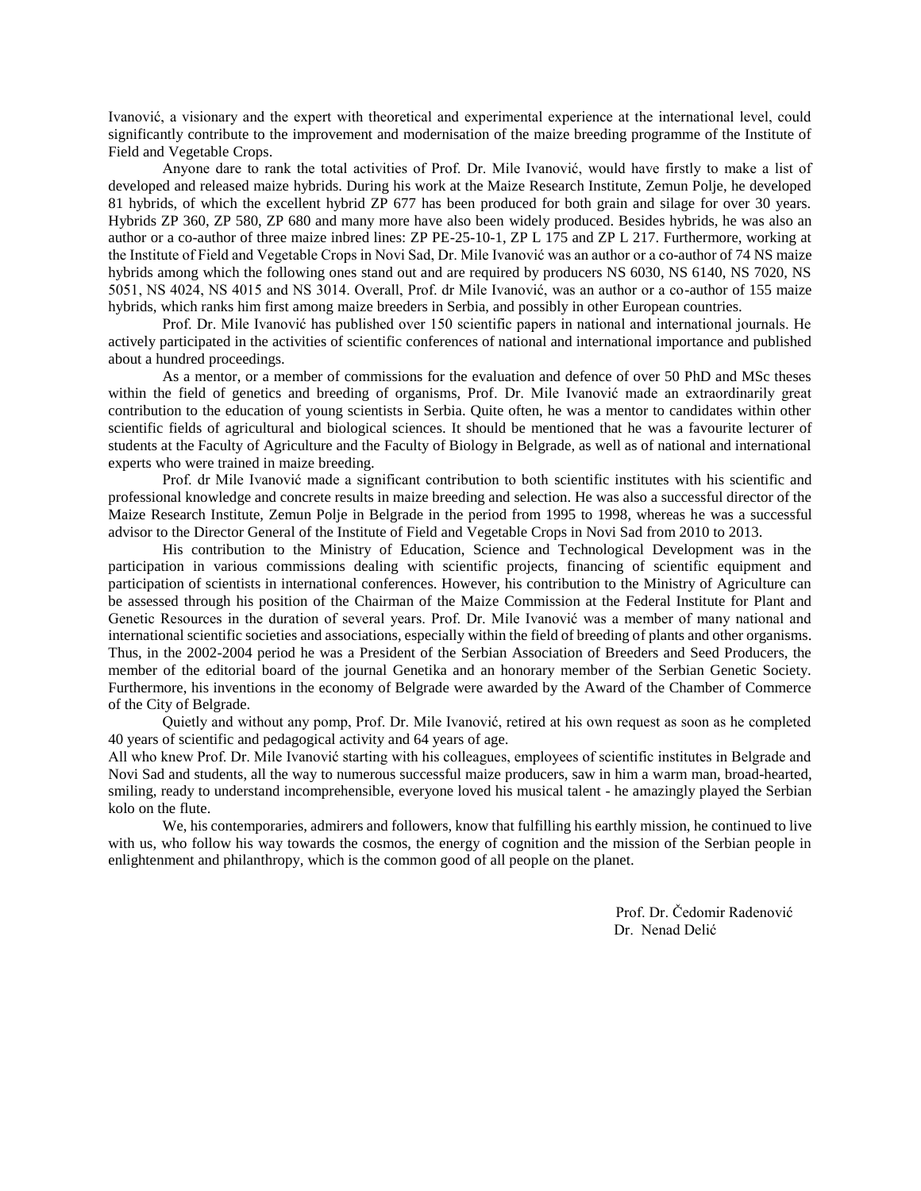Ivanović, a visionary and the expert with theoretical and experimental experience at the international level, could significantly contribute to the improvement and modernisation of the maize breeding programme of the Institute of Field and Vegetable Crops.

Anyone dare to rank the total activities of Prof. Dr. Mile Ivanović, would have firstly to make a list of developed and released maize hybrids. During his work at the Maize Research Institute, Zemun Polje, he developed 81 hybrids, of which the excellent hybrid ZP 677 has been produced for both grain and silage for over 30 years. Hybrids ZP 360, ZP 580, ZP 680 and many more have also been widely produced. Besides hybrids, he was also an author or a co-author of three maize inbred lines: ZP PE-25-10-1, ZP L 175 and ZP L 217. Furthermore, working at the Institute of Field and Vegetable Crops in Novi Sad, Dr. Mile Ivanović was an author or a co-author of 74 NS maize hybrids among which the following ones stand out and are required by producers NS 6030, NS 6140, NS 7020, NS 5051, NS 4024, NS 4015 and NS 3014. Overall, Prof. dr Mile Ivanović, was an author or a co-author of 155 maize hybrids, which ranks him first among maize breeders in Serbia, and possibly in other European countries.

Prof. Dr. Mile Ivanović has published over 150 scientific papers in national and international journals. He actively participated in the activities of scientific conferences of national and international importance and published about a hundred proceedings.

As a mentor, or a member of commissions for the evaluation and defence of over 50 PhD and MSc theses within the field of genetics and breeding of organisms, Prof. Dr. Mile Ivanović made an extraordinarily great contribution to the education of young scientists in Serbia. Quite often, he was a mentor to candidates within other scientific fields of agricultural and biological sciences. It should be mentioned that he was a favourite lecturer of students at the Faculty of Agriculture and the Faculty of Biology in Belgrade, as well as of national and international experts who were trained in maize breeding.

Prof. dr Mile Ivanović made a significant contribution to both scientific institutes with his scientific and professional knowledge and concrete results in maize breeding and selection. He was also a successful director of the Maize Research Institute, Zemun Polje in Belgrade in the period from 1995 to 1998, whereas he was a successful advisor to the Director General of the Institute of Field and Vegetable Crops in Novi Sad from 2010 to 2013.

His contribution to the Ministry of Education, Science and Technological Development was in the participation in various commissions dealing with scientific projects, financing of scientific equipment and participation of scientists in international conferences. However, his contribution to the Ministry of Agriculture can be assessed through his position of the Chairman of the Maize Commission at the Federal Institute for Plant and Genetic Resources in the duration of several years. Prof. Dr. Mile Ivanović was a member of many national and international scientific societies and associations, especially within the field of breeding of plants and other organisms. Thus, in the 2002-2004 period he was a President of the Serbian Association of Breeders and Seed Producers, the member of the editorial board of the journal Genetika and an honorary member of the Serbian Genetic Society. Furthermore, his inventions in the economy of Belgrade were awarded by the Award of the Chamber of Commerce of the City of Belgrade.

Quietly and without any pomp, Prof. Dr. Mile Ivanović, retired at his own request as soon as he completed 40 years of scientific and pedagogical activity and 64 years of age.

All who knew Prof. Dr. Mile Ivanović starting with his colleagues, employees of scientific institutes in Belgrade and Novi Sad and students, all the way to numerous successful maize producers, saw in him a warm man, broad-hearted, smiling, ready to understand incomprehensible, everyone loved his musical talent - he amazingly played the Serbian kolo on the flute.

We, his contemporaries, admirers and followers, know that fulfilling his earthly mission, he continued to live with us, who follow his way towards the cosmos, the energy of cognition and the mission of the Serbian people in enlightenment and philanthropy, which is the common good of all people on the planet.

Prof. Dr. Čedomir Radenović
Dr. Nenad Delić